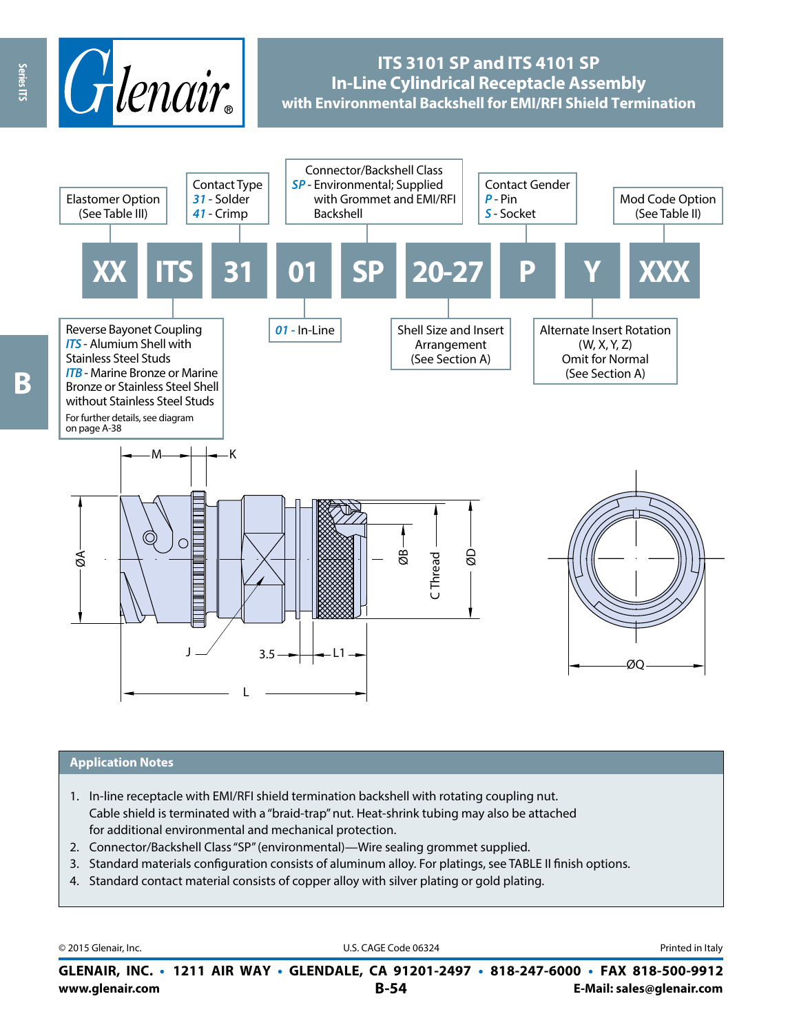# ITS 3101 SP and ITS 4101 SP In-Line Cylindrical Receptacle Assembly with Environmental Backshell for EMI/RFI Shield Termination

| XX | ITS | 31 | 01 | SP | 20-27 | P | Y | XXX |
|---|---|---|---|---|---|---|---|---|

- **XX** – Elastomer Option (See Table III)
- **ITS** – Reverse Bayonet Coupling
  - *ITS* - Alumium Shell with Stainless Steel Studs
  - *ITB* - Marine Bronze or Marine Bronze or Stainless Steel Shell without Stainless Steel Studs
  - For further details, see diagram on page A-38
- **31** – Contact Type
  - *31* - Solder
  - *41* - Crimp
- **01** – *01* - In-Line
- **SP** – Connector/Backshell Class
  - *SP* - Environmental; Supplied with Grommet and EMI/RFI Backshell
- **20-27** – Shell Size and Insert Arrangement (See Section A)
- **P** – Contact Gender
  - *P* - Pin
  - *S* - Socket
- **Y** – Alternate Insert Rotation (W, X, Y, Z) Omit for Normal (See Section A)
- **XXX** – Mod Code Option (See Table II)

M, K, ØA, ØB, C Thread, ØD, J, 3.5, L1, L, ØQ

## Application Notes

1. In-line receptacle with EMI/RFI shield termination backshell with rotating coupling nut. Cable shield is terminated with a "braid-trap" nut. Heat-shrink tubing may also be attached for additional environmental and mechanical protection.
2. Connector/Backshell Class "SP" (environmental)—Wire sealing grommet supplied.
3. Standard materials configuration consists of aluminum alloy. For platings, see TABLE II finish options.
4. Standard contact material consists of copper alloy with silver plating or gold plating.

© 2015 Glenair, Inc. U.S. CAGE Code 06324 Printed in Italy

**GLENAIR, INC. • 1211 AIR WAY • GLENDALE, CA 91201-2497 • 818-247-6000 • FAX 818-500-9912**
**www.glenair.com** **E-Mail: sales@glenair.com**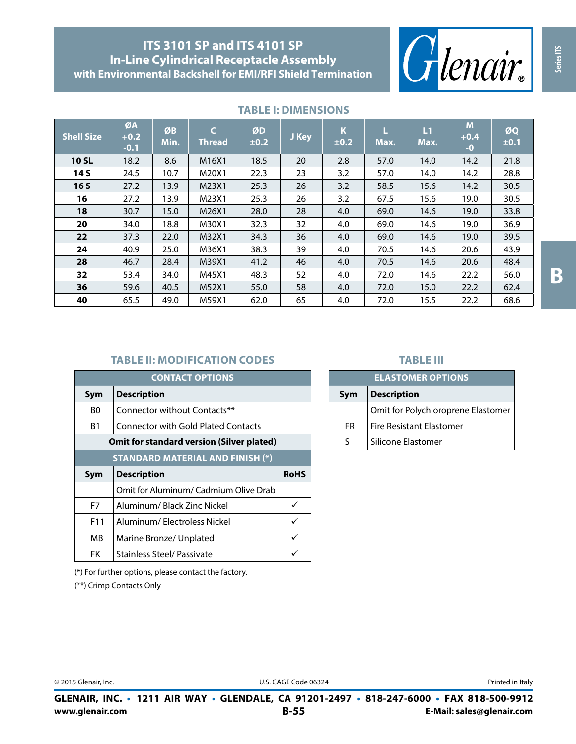# ITS 3101 SP and ITS 4101 SP In-Line Cylindrical Receptacle Assembly with Environmental Backshell for EMI/RFI Shield Termination

## TABLE I: DIMENSIONS

| Shell Size | ØA +0.2 -0.1 | ØB Min. | C Thread | ØD ±0.2 | J Key | K ±0.2 | L Max. | L1 Max. | M +0.4 -0 | ØQ ±0.1 |
|---|---|---|---|---|---|---|---|---|---|---|
| **10 SL** | 18.2 | 8.6 | M16X1 | 18.5 | 20 | 2.8 | 57.0 | 14.0 | 14.2 | 21.8 |
| **14 S** | 24.5 | 10.7 | M20X1 | 22.3 | 23 | 3.2 | 57.0 | 14.0 | 14.2 | 28.8 |
| **16 S** | 27.2 | 13.9 | M23X1 | 25.3 | 26 | 3.2 | 58.5 | 15.6 | 14.2 | 30.5 |
| **16** | 27.2 | 13.9 | M23X1 | 25.3 | 26 | 3.2 | 67.5 | 15.6 | 19.0 | 30.5 |
| **18** | 30.7 | 15.0 | M26X1 | 28.0 | 28 | 4.0 | 69.0 | 14.6 | 19.0 | 33.8 |
| **20** | 34.0 | 18.8 | M30X1 | 32.3 | 32 | 4.0 | 69.0 | 14.6 | 19.0 | 36.9 |
| **22** | 37.3 | 22.0 | M32X1 | 34.3 | 36 | 4.0 | 69.0 | 14.6 | 19.0 | 39.5 |
| **24** | 40.9 | 25.0 | M36X1 | 38.3 | 39 | 4.0 | 70.5 | 14.6 | 20.6 | 43.9 |
| **28** | 46.7 | 28.4 | M39X1 | 41.2 | 46 | 4.0 | 70.5 | 14.6 | 20.6 | 48.4 |
| **32** | 53.4 | 34.0 | M45X1 | 48.3 | 52 | 4.0 | 72.0 | 14.6 | 22.2 | 56.0 |
| **36** | 59.6 | 40.5 | M52X1 | 55.0 | 58 | 4.0 | 72.0 | 15.0 | 22.2 | 62.4 |
| **40** | 65.5 | 49.0 | M59X1 | 62.0 | 65 | 4.0 | 72.0 | 15.5 | 22.2 | 68.6 |

## TABLE II: MODIFICATION CODES

| CONTACT OPTIONS | | |
|---|---|---|
| **Sym** | **Description** | |
| B0 | Connector without Contacts** | |
| B1 | Connector with Gold Plated Contacts | |
| **Omit for standard version (Silver plated)** | | |
| **STANDARD MATERIAL AND FINISH (*)** | | |
| **Sym** | **Description** | **RoHS** |
| | Omit for Aluminum/ Cadmium Olive Drab | |
| F7 | Aluminum/ Black Zinc Nickel | ✓ |
| F11 | Aluminum/ Electroless Nickel | ✓ |
| MB | Marine Bronze/ Unplated | ✓ |
| FK | Stainless Steel/ Passivate | ✓ |

(*) For further options, please contact the factory.

(**) Crimp Contacts Only

## TABLE III

| ELASTOMER OPTIONS | |
|---|---|
| **Sym** | **Description** |
| | Omit for Polychloroprene Elastomer |
| FR | Fire Resistant Elastomer |
| S | Silicone Elastomer |

© 2015 Glenair, Inc. U.S. CAGE Code 06324 Printed in Italy

GLENAIR, INC. • 1211 AIR WAY • GLENDALE, CA 91201-2497 • 818-247-6000 • FAX 818-500-9912

www.glenair.com E-Mail: sales@glenair.com